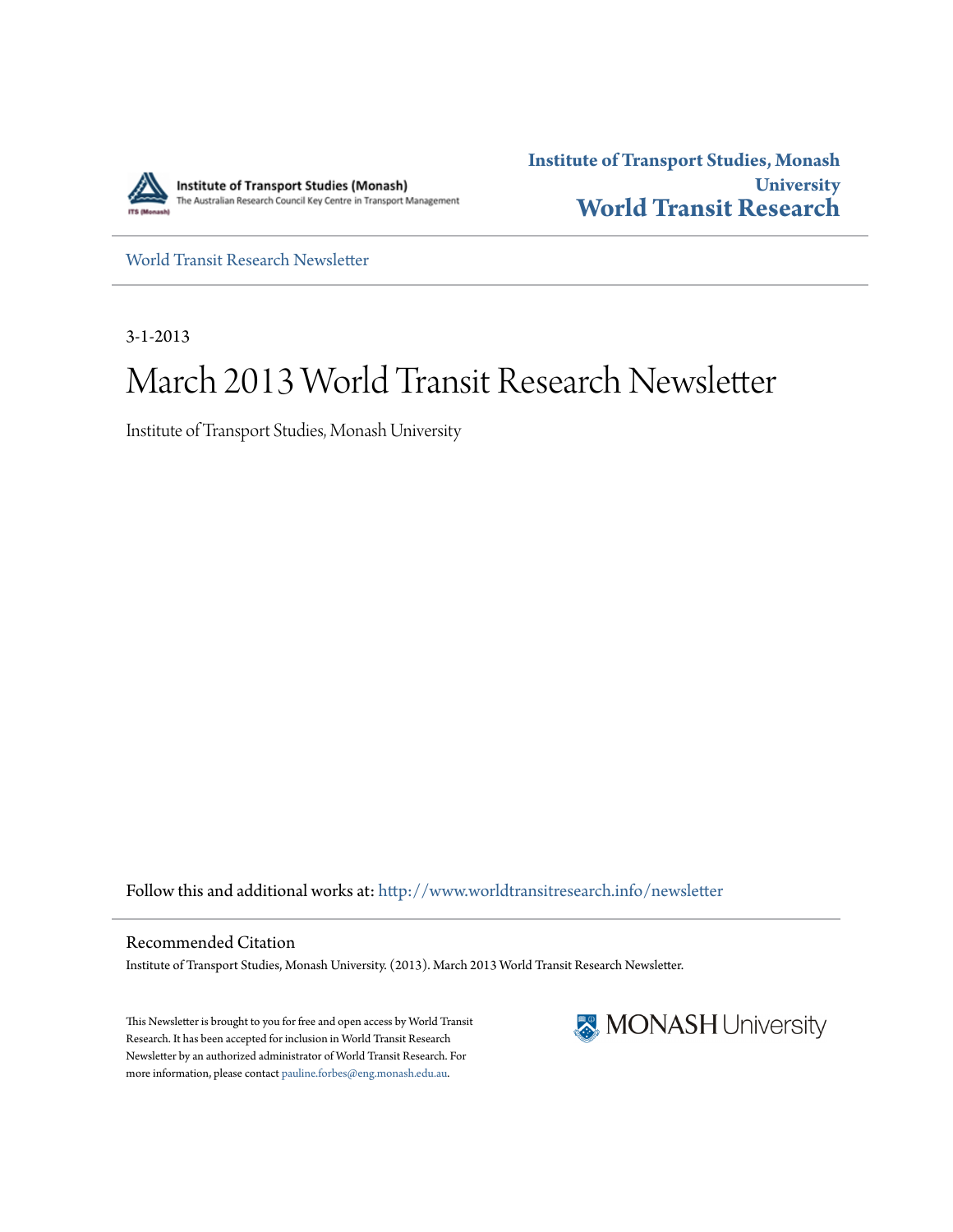Institute of Transport Studies (Monash)
The Australian Research Council Key Centre in Transport Management

**Institute of Transport Studies, Monash University**
**World Transit Research**

World Transit Research Newsletter

3-1-2013

# March 2013 World Transit Research Newsletter

Institute of Transport Studies, Monash University

Follow this and additional works at: http://www.worldtransitresearch.info/newsletter

## Recommended Citation

Institute of Transport Studies, Monash University. (2013). March 2013 World Transit Research Newsletter.

This Newsletter is brought to you for free and open access by World Transit Research. It has been accepted for inclusion in World Transit Research Newsletter by an authorized administrator of World Transit Research. For more information, please contact pauline.forbes@eng.monash.edu.au.

MONASH University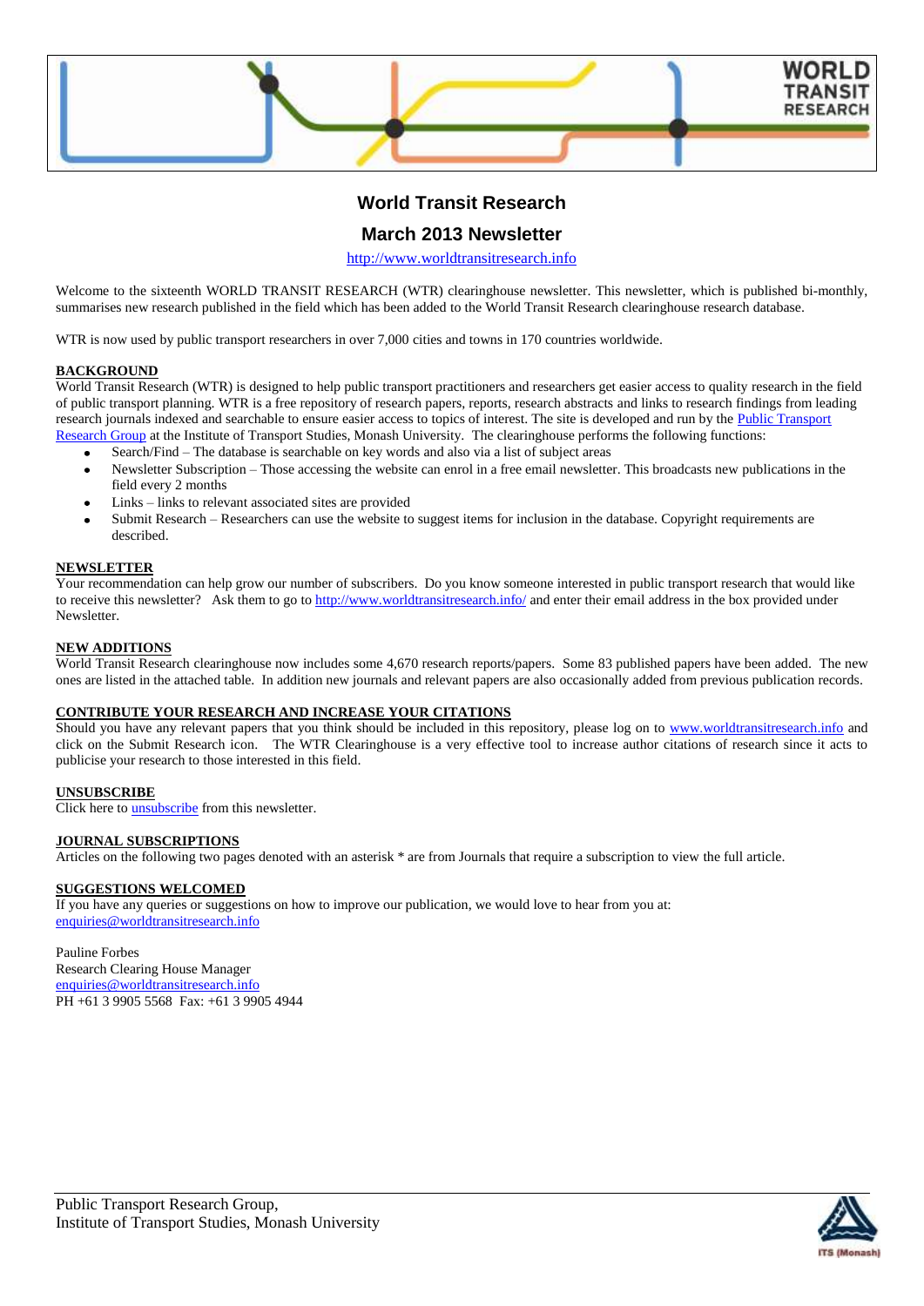# World Transit Research

## March 2013 Newsletter

http://www.worldtransitresearch.info

Welcome to the sixteenth WORLD TRANSIT RESEARCH (WTR) clearinghouse newsletter. This newsletter, which is published bi-monthly, summarises new research published in the field which has been added to the World Transit Research clearinghouse research database.

WTR is now used by public transport researchers in over 7,000 cities and towns in 170 countries worldwide.

**BACKGROUND**

World Transit Research (WTR) is designed to help public transport practitioners and researchers get easier access to quality research in the field of public transport planning. WTR is a free repository of research papers, reports, research abstracts and links to research findings from leading research journals indexed and searchable to ensure easier access to topics of interest. The site is developed and run by the Public Transport Research Group at the Institute of Transport Studies, Monash University. The clearinghouse performs the following functions:

- Search/Find – The database is searchable on key words and also via a list of subject areas
- Newsletter Subscription – Those accessing the website can enrol in a free email newsletter. This broadcasts new publications in the field every 2 months
- Links – links to relevant associated sites are provided
- Submit Research – Researchers can use the website to suggest items for inclusion in the database. Copyright requirements are described.

**NEWSLETTER**

Your recommendation can help grow our number of subscribers. Do you know someone interested in public transport research that would like to receive this newsletter? Ask them to go to http://www.worldtransitresearch.info/ and enter their email address in the box provided under Newsletter.

**NEW ADDITIONS**

World Transit Research clearinghouse now includes some 4,670 research reports/papers. Some 83 published papers have been added. The new ones are listed in the attached table. In addition new journals and relevant papers are also occasionally added from previous publication records.

**CONTRIBUTE YOUR RESEARCH AND INCREASE YOUR CITATIONS**

Should you have any relevant papers that you think should be included in this repository, please log on to www.worldtransitresearch.info and click on the Submit Research icon. The WTR Clearinghouse is a very effective tool to increase author citations of research since it acts to publicise your research to those interested in this field.

**UNSUBSCRIBE**

Click here to unsubscribe from this newsletter.

**JOURNAL SUBSCRIPTIONS**

Articles on the following two pages denoted with an asterisk * are from Journals that require a subscription to view the full article.

**SUGGESTIONS WELCOMED**

If you have any queries or suggestions on how to improve our publication, we would love to hear from you at: enquiries@worldtransitresearch.info

Pauline Forbes
Research Clearing House Manager
enquiries@worldtransitresearch.info
PH +61 3 9905 5568 Fax: +61 3 9905 4944

Public Transport Research Group,
Institute of Transport Studies, Monash University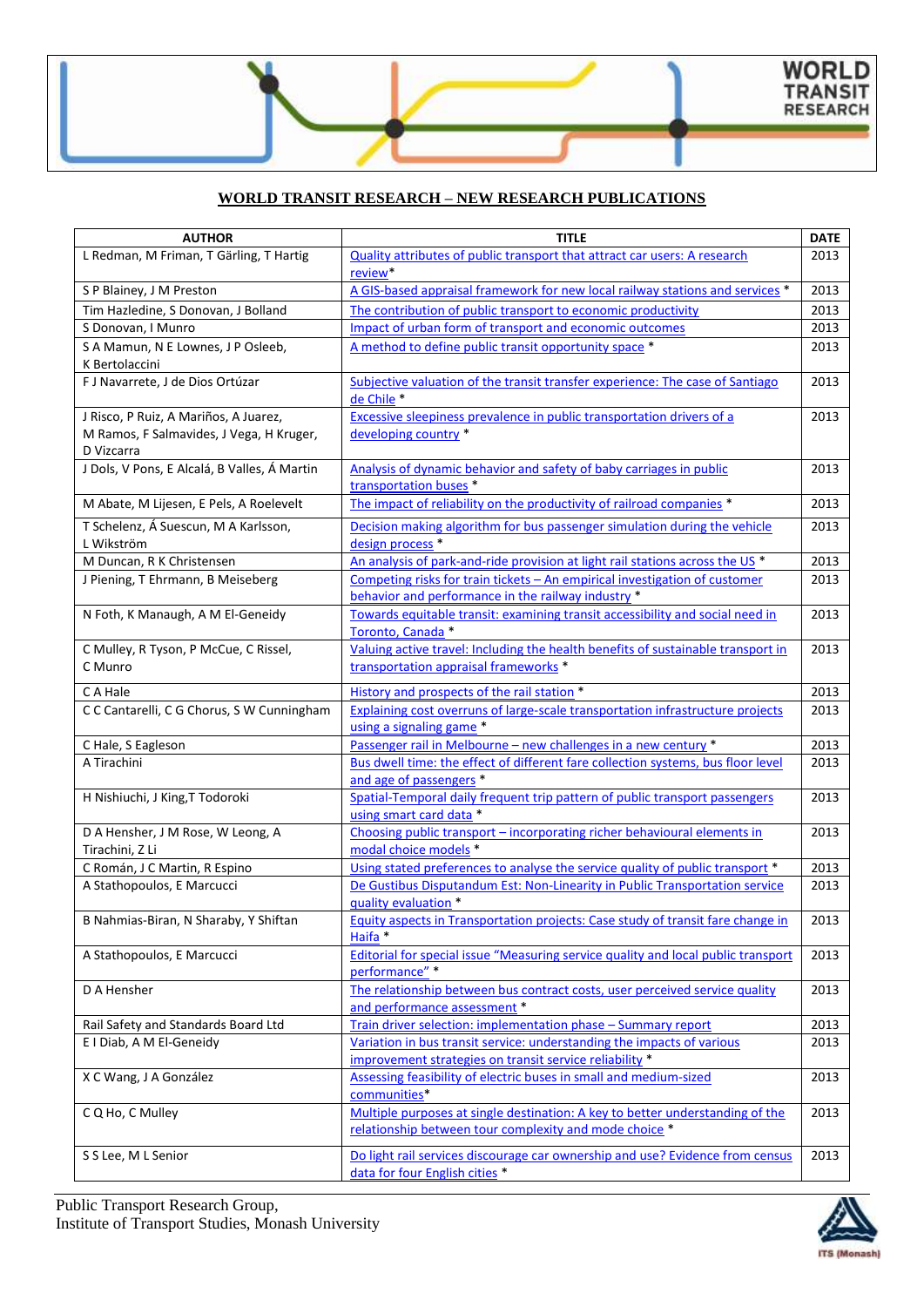## WORLD TRANSIT RESEARCH – NEW RESEARCH PUBLICATIONS

| AUTHOR | TITLE | DATE |
|---|---|---|
| L Redman, M Friman, T Gärling, T Hartig | Quality attributes of public transport that attract car users: A research review* | 2013 |
| S P Blainey, J M Preston | A GIS-based appraisal framework for new local railway stations and services * | 2013 |
| Tim Hazledine, S Donovan, J Bolland | The contribution of public transport to economic productivity | 2013 |
| S Donovan, I Munro | Impact of urban form of transport and economic outcomes | 2013 |
| S A Mamun, N E Lownes, J P Osleeb, K Bertolaccini | A method to define public transit opportunity space * | 2013 |
| F J Navarrete, J de Dios Ortúzar | Subjective valuation of the transit transfer experience: The case of Santiago de Chile * | 2013 |
| J Risco, P Ruiz, A Mariños, A Juarez, M Ramos, F Salmavides, J Vega, H Kruger, D Vizcarra | Excessive sleepiness prevalence in public transportation drivers of a developing country * | 2013 |
| J Dols, V Pons, E Alcalá, B Valles, Á Martin | Analysis of dynamic behavior and safety of baby carriages in public transportation buses * | 2013 |
| M Abate, M Lijesen, E Pels, A Roelevelt | The impact of reliability on the productivity of railroad companies * | 2013 |
| T Schelenz, Á Suescun, M A Karlsson, L Wikström | Decision making algorithm for bus passenger simulation during the vehicle design process * | 2013 |
| M Duncan, R K Christensen | An analysis of park-and-ride provision at light rail stations across the US * | 2013 |
| J Piening, T Ehrmann, B Meiseberg | Competing risks for train tickets – An empirical investigation of customer behavior and performance in the railway industry * | 2013 |
| N Foth, K Manaugh, A M El-Geneidy | Towards equitable transit: examining transit accessibility and social need in Toronto, Canada * | 2013 |
| C Mulley, R Tyson, P McCue, C Rissel, C Munro | Valuing active travel: Including the health benefits of sustainable transport in transportation appraisal frameworks * | 2013 |
| C A Hale | History and prospects of the rail station * | 2013 |
| C C Cantarelli, C G Chorus, S W Cunningham | Explaining cost overruns of large-scale transportation infrastructure projects using a signaling game * | 2013 |
| C Hale, S Eagleson | Passenger rail in Melbourne – new challenges in a new century * | 2013 |
| A Tirachini | Bus dwell time: the effect of different fare collection systems, bus floor level and age of passengers * | 2013 |
| H Nishiuchi, J King, T Todoroki | Spatial-Temporal daily frequent trip pattern of public transport passengers using smart card data * | 2013 |
| D A Hensher, J M Rose, W Leong, A Tirachini, Z Li | Choosing public transport – incorporating richer behavioural elements in modal choice models * | 2013 |
| C Román, J C Martin, R Espino | Using stated preferences to analyse the service quality of public transport * | 2013 |
| A Stathopoulos, E Marcucci | De Gustibus Disputandum Est: Non-Linearity in Public Transportation service quality evaluation * | 2013 |
| B Nahmias-Biran, N Sharaby, Y Shiftan | Equity aspects in Transportation projects: Case study of transit fare change in Haifa * | 2013 |
| A Stathopoulos, E Marcucci | Editorial for special issue "Measuring service quality and local public transport performance" * | 2013 |
| D A Hensher | The relationship between bus contract costs, user perceived service quality and performance assessment * | 2013 |
| Rail Safety and Standards Board Ltd | Train driver selection: implementation phase – Summary report | 2013 |
| E I Diab, A M El-Geneidy | Variation in bus transit service: understanding the impacts of various improvement strategies on transit service reliability * | 2013 |
| X C Wang, J A González | Assessing feasibility of electric buses in small and medium-sized communities* | 2013 |
| C Q Ho, C Mulley | Multiple purposes at single destination: A key to better understanding of the relationship between tour complexity and mode choice * | 2013 |
| S S Lee, M L Senior | Do light rail services discourage car ownership and use? Evidence from census data for four English cities * | 2013 |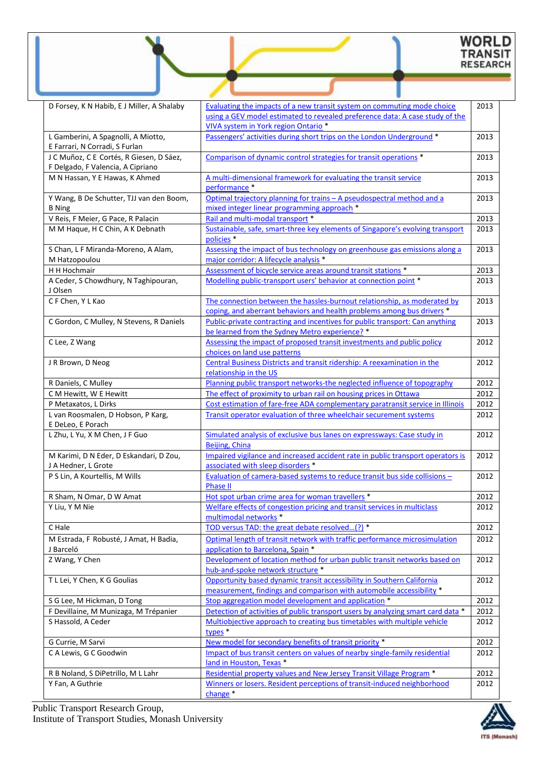| | | |
|---|---|---|
| D Forsey, K N Habib, E J Miller, A Shalaby | Evaluating the impacts of a new transit system on commuting mode choice using a GEV model estimated to revealed preference data: A case study of the VIVA system in York region Ontario * | 2013 |
| L Gamberini, A Spagnolli, A Miotto, E Farrari, N Corradi, S Furlan | Passengers' activities during short trips on the London Underground * | 2013 |
| J C Muñoz, C E Cortés, R Giesen, D Sáez, F Delgado, F Valencia, A Cipriano | Comparison of dynamic control strategies for transit operations * | 2013 |
| M N Hassan, Y E Hawas, K Ahmed | A multi-dimensional framework for evaluating the transit service performance * | 2013 |
| Y Wang, B De Schutter, TJJ van den Boom, B Ning | Optimal trajectory planning for trains – A pseudospectral method and a mixed integer linear programming approach * | 2013 |
| V Reis, F Meier, G Pace, R Palacin | Rail and multi-modal transport * | 2013 |
| M M Haque, H C Chin, A K Debnath | Sustainable, safe, smart-three key elements of Singapore's evolving transport policies * | 2013 |
| S Chan, L F Miranda-Moreno, A Alam, M Hatzopoulou | Assessing the impact of bus technology on greenhouse gas emissions along a major corridor: A lifecycle analysis * | 2013 |
| H H Hochmair | Assessment of bicycle service areas around transit stations * | 2013 |
| A Ceder, S Chowdhury, N Taghipouran, J Olsen | Modelling public-transport users' behavior at connection point * | 2013 |
| C F Chen, Y L Kao | The connection between the hassles-burnout relationship, as moderated by coping, and aberrant behaviors and health problems among bus drivers * | 2013 |
| C Gordon, C Mulley, N Stevens, R Daniels | Public-private contracting and incentives for public transport: Can anything be learned from the Sydney Metro experience? * | 2013 |
| C Lee, Z Wang | Assessing the impact of proposed transit investments and public policy choices on land use patterns | 2012 |
| J R Brown, D Neog | Central Business Districts and transit ridership: A reexamination in the relationship in the US | 2012 |
| R Daniels, C Mulley | Planning public transport networks-the neglected influence of topography | 2012 |
| C M Hewitt, W E Hewitt | The effect of proximity to urban rail on housing prices in Ottawa | 2012 |
| P Metaxatos, L Dirks | Cost estimation of fare-free ADA complementary paratransit service in Illinois | 2012 |
| L van Roosmalen, D Hobson, P Karg, E DeLeo, E Porach | Transit operator evaluation of three wheelchair securement systems | 2012 |
| L Zhu, L Yu, X M Chen, J F Guo | Simulated analysis of exclusive bus lanes on expressways: Case study in Beijing, China | 2012 |
| M Karimi, D N Eder, D Eskandari, D Zou, J A Hedner, L Grote | Impaired vigilance and increased accident rate in public transport operators is associated with sleep disorders * | 2012 |
| P S Lin, A Kourtellis, M Wills | Evaluation of camera-based systems to reduce transit bus side collisions – Phase II | 2012 |
| R Sham, N Omar, D W Amat | Hot spot urban crime area for woman travellers * | 2012 |
| Y Liu, Y M Nie | Welfare effects of congestion pricing and transit services in multiclass multimodal networks * | 2012 |
| C Hale | TOD versus TAD: the great debate resolved…(?) * | 2012 |
| M Estrada, F Robusté, J Amat, H Badia, J Barceló | Optimal length of transit network with traffic performance microsimulation application to Barcelona, Spain * | 2012 |
| Z Wang, Y Chen | Development of location method for urban public transit networks based on hub-and-spoke network structure * | 2012 |
| T L Lei, Y Chen, K G Goulias | Opportunity based dynamic transit accessibility in Southern California measurement, findings and comparison with automobile accessibility * | 2012 |
| S G Lee, M Hickman, D Tong | Stop aggregation model development and application * | 2012 |
| F Devillaine, M Munizaga, M Trépanier | Detection of activities of public transport users by analyzing smart card data * | 2012 |
| S Hassold, A Ceder | Multiobjective approach to creating bus timetables with multiple vehicle types * | 2012 |
| G Currie, M Sarvi | New model for secondary benefits of transit priority * | 2012 |
| C A Lewis, G C Goodwin | Impact of bus transit centers on values of nearby single-family residential land in Houston, Texas * | 2012 |
| R B Noland, S DiPetrillo, M L Lahr | Residential property values and New Jersey Transit Village Program * | 2012 |
| Y Fan, A Guthrie | Winners or losers. Resident perceptions of transit-induced neighborhood change * | 2012 |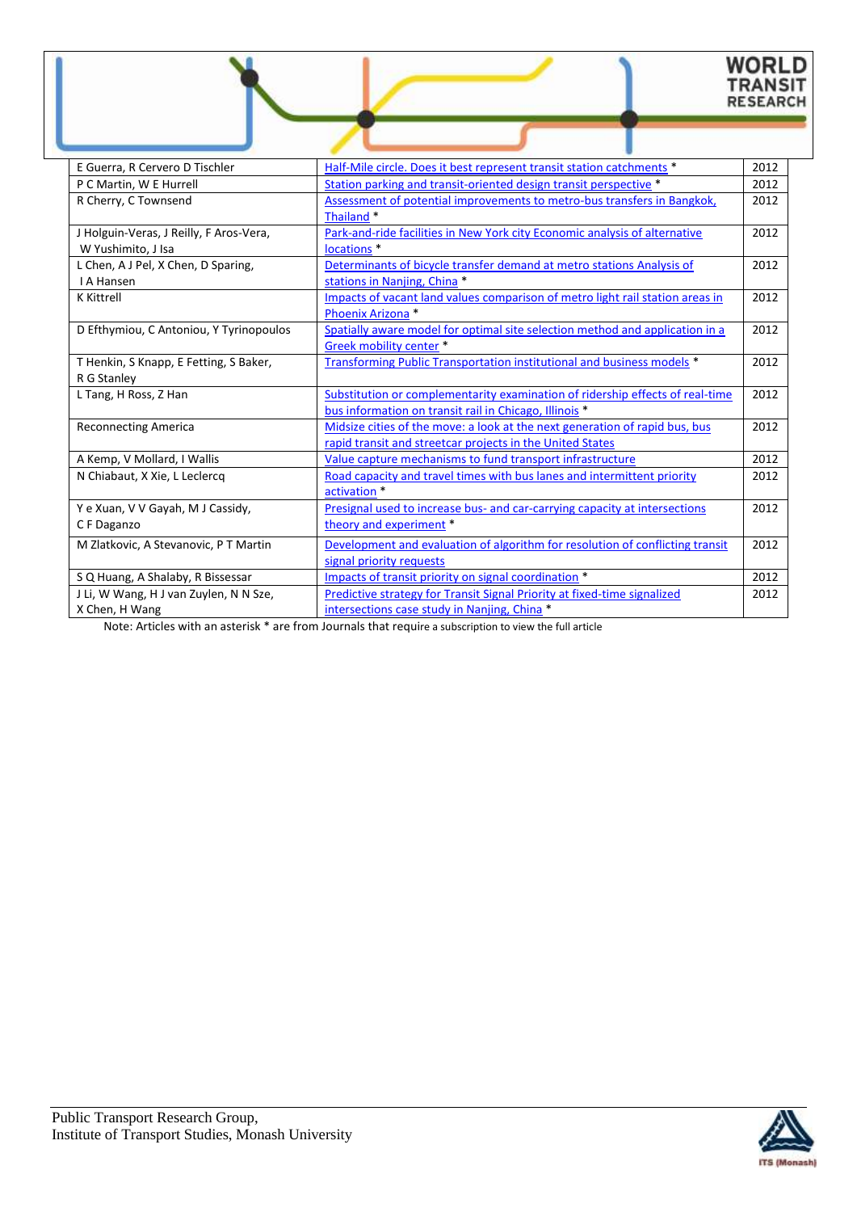| | | |
|---|---|---|
| E Guerra, R Cervero D Tischler | Half-Mile circle. Does it best represent transit station catchments * | 2012 |
| P C Martin, W E Hurrell | Station parking and transit-oriented design transit perspective * | 2012 |
| R Cherry, C Townsend | Assessment of potential improvements to metro-bus transfers in Bangkok, Thailand * | 2012 |
| J Holguin-Veras, J Reilly, F Aros-Vera, W Yushimito, J Isa | Park-and-ride facilities in New York city Economic analysis of alternative locations * | 2012 |
| L Chen, A J Pel, X Chen, D Sparing, I A Hansen | Determinants of bicycle transfer demand at metro stations Analysis of stations in Nanjing, China * | 2012 |
| K Kittrell | Impacts of vacant land values comparison of metro light rail station areas in Phoenix Arizona * | 2012 |
| D Efthymiou, C Antoniou, Y Tyrinopoulos | Spatially aware model for optimal site selection method and application in a Greek mobility center * | 2012 |
| T Henkin, S Knapp, E Fetting, S Baker, R G Stanley | Transforming Public Transportation institutional and business models * | 2012 |
| L Tang, H Ross, Z Han | Substitution or complementarity examination of ridership effects of real-time bus information on transit rail in Chicago, Illinois * | 2012 |
| Reconnecting America | Midsize cities of the move: a look at the next generation of rapid bus, bus rapid transit and streetcar projects in the United States | 2012 |
| A Kemp, V Mollard, I Wallis | Value capture mechanisms to fund transport infrastructure | 2012 |
| N Chiabaut, X Xie, L Leclercq | Road capacity and travel times with bus lanes and intermittent priority activation * | 2012 |
| Y e Xuan, V V Gayah, M J Cassidy, C F Daganzo | Presignal used to increase bus- and car-carrying capacity at intersections theory and experiment * | 2012 |
| M Zlatkovic, A Stevanovic, P T Martin | Development and evaluation of algorithm for resolution of conflicting transit signal priority requests | 2012 |
| S Q Huang, A Shalaby, R Bissessar | Impacts of transit priority on signal coordination * | 2012 |
| J Li, W Wang, H J van Zuylen, N N Sze, X Chen, H Wang | Predictive strategy for Transit Signal Priority at fixed-time signalized intersections case study in Nanjing, China * | 2012 |

Note: Articles with an asterisk * are from Journals that require a subscription to view the full article